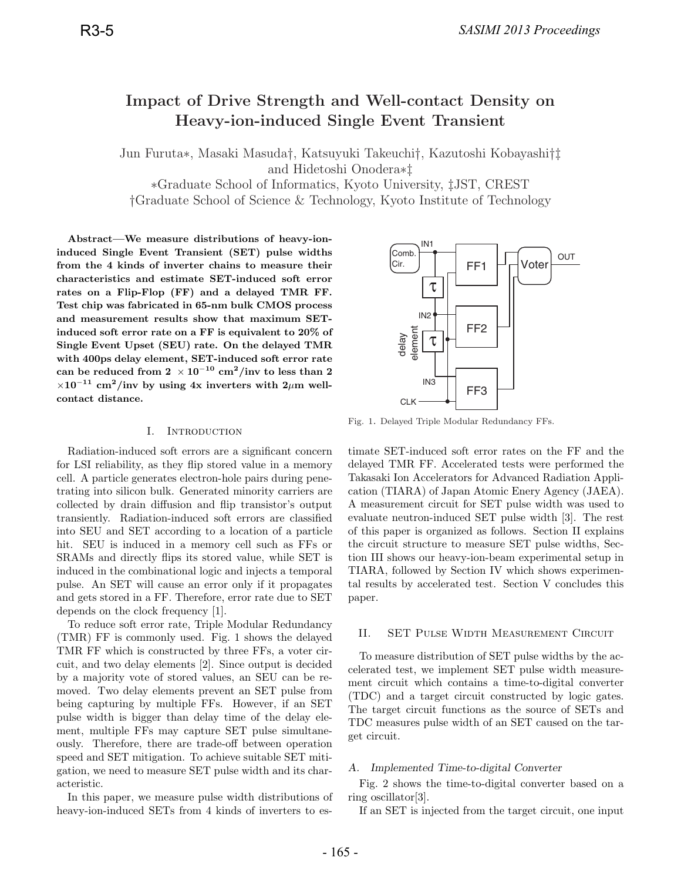# Impact of Drive Strength and Well-contact Density on Heavy-ion-induced Single Event Transient

Jun Furuta∗, Masaki Masuda†, Katsuyuki Takeuchi†, Kazutoshi Kobayashi†‡ and Hidetoshi Onodera∗‡

∗Graduate School of Informatics, Kyoto University, ‡JST, CREST
†Graduate School of Science & Technology, Kyoto Institute of Technology

**Abstract—We measure distributions of heavy-ion-induced Single Event Transient (SET) pulse widths from the 4 kinds of inverter chains to measure their characteristics and estimate SET-induced soft error rates on a Flip-Flop (FF) and a delayed TMR FF. Test chip was fabricated in 65-nm bulk CMOS process and measurement results show that maximum SET-induced soft error rate on a FF is equivalent to 20% of Single Event Upset (SEU) rate. On the delayed TMR with 400ps delay element, SET-induced soft error rate can be reduced from $2 \times 10^{-10}$ cm$^2$/inv to less than $2 \times 10^{-11}$ cm$^2$/inv by using 4x inverters with 2$\mu$m well-contact distance.**

## I. Introduction

Radiation-induced soft errors are a significant concern for LSI reliability, as they flip stored value in a memory cell. A particle generates electron-hole pairs during penetrating into silicon bulk. Generated minority carriers are collected by drain diffusion and flip transistor's output transiently. Radiation-induced soft errors are classified into SEU and SET according to a location of a particle hit. SEU is induced in a memory cell such as FFs or SRAMs and directly flips its stored value, while SET is induced in the combinational logic and injects a temporal pulse. An SET will cause an error only if it propagates and gets stored in a FF. Therefore, error rate due to SET depends on the clock frequency [1].

To reduce soft error rate, Triple Modular Redundancy (TMR) FF is commonly used. Fig. 1 shows the delayed TMR FF which is constructed by three FFs, a voter circuit, and two delay elements [2]. Since output is decided by a majority vote of stored values, an SEU can be removed. Two delay elements prevent an SET pulse from being capturing by multiple FFs. However, if an SET pulse width is bigger than delay time of the delay element, multiple FFs may capture SET pulse simultaneously. Therefore, there are trade-off between operation speed and SET mitigation. To achieve suitable SET mitigation, we need to measure SET pulse width and its characteristic.

In this paper, we measure pulse width distributions of heavy-ion-induced SETs from 4 kinds of inverters to estimate SET-induced soft error rates on the FF and the delayed TMR FF. Accelerated tests were performed the Takasaki Ion Accelerators for Advanced Radiation Application (TIARA) of Japan Atomic Enery Agency (JAEA). A measurement circuit for SET pulse width was used to evaluate neutron-induced SET pulse width [3]. The rest of this paper is organized as follows. Section II explains the circuit structure to measure SET pulse widths, Section III shows our heavy-ion-beam experimental setup in TIARA, followed by Section IV which shows experimental results by accelerated test. Section V concludes this paper.

Fig. 1. Delayed Triple Modular Redundancy FFs.

## II. SET Pulse Width Measurement Circuit

To measure distribution of SET pulse widths by the accelerated test, we implement SET pulse width measurement circuit which contains a time-to-digital converter (TDC) and a target circuit constructed by logic gates. The target circuit functions as the source of SETs and TDC measures pulse width of an SET caused on the target circuit.

### A. Implemented Time-to-digital Converter

Fig. 2 shows the time-to-digital converter based on a ring oscillator[3].

If an SET is injected from the target circuit, one input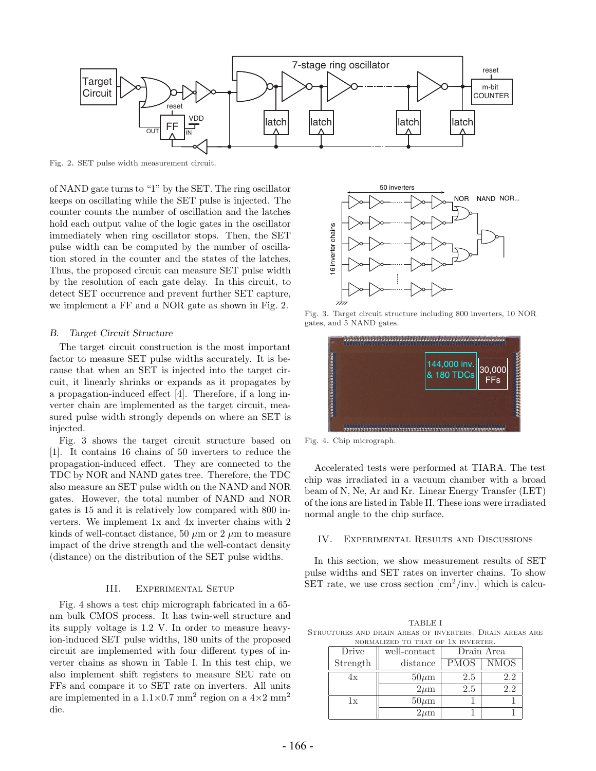Fig. 2. SET pulse width measurement circuit.

of NAND gate turns to "1" by the SET. The ring oscillator keeps on oscillating while the SET pulse is injected. The counter counts the number of oscillation and the latches hold each output value of the logic gates in the oscillator immediately when ring oscillator stops. Then, the SET pulse width can be computed by the number of oscillation stored in the counter and the states of the latches. Thus, the proposed circuit can measure SET pulse width by the resolution of each gate delay. In this circuit, to detect SET occurrence and prevent further SET capture, we implement a FF and a NOR gate as shown in Fig. 2.

### B. *Target Circuit Structure*

The target circuit construction is the most important factor to measure SET pulse widths accurately. It is because that when an SET is injected into the target circuit, it linearly shrinks or expands as it propagates by a propagation-induced effect [4]. Therefore, if a long inverter chain are implemented as the target circuit, measured pulse width strongly depends on where an SET is injected.

Fig. 3 shows the target circuit structure based on [1]. It contains 16 chains of 50 inverters to reduce the propagation-induced effect. They are connected to the TDC by NOR and NAND gates tree. Therefore, the TDC also measure an SET pulse width on the NAND and NOR gates. However, the total number of NAND and NOR gates is 15 and it is relatively low compared with 800 inverters. We implement 1x and 4x inverter chains with 2 kinds of well-contact distance, 50 $\mu$m or 2 $\mu$m to measure impact of the drive strength and the well-contact density (distance) on the distribution of the SET pulse widths.

## III. Experimental Setup

Fig. 4 shows a test chip micrograph fabricated in a 65-nm bulk CMOS process. It has twin-well structure and its supply voltage is 1.2 V. In order to measure heavy-ion-induced SET pulse widths, 180 units of the proposed circuit are implemented with four different types of inverter chains as shown in Table I. In this test chip, we also implement shift registers to measure SEU rate on FFs and compare it to SET rate on inverters. All units are implemented in a 1.1×0.7 mm$^2$ region on a 4×2 mm$^2$ die.

Fig. 3. Target circuit structure including 800 inverters, 10 NOR gates, and 5 NAND gates.

Fig. 4. Chip micrograph.

Accelerated tests were performed at TIARA. The test chip was irradiated in a vacuum chamber with a broad beam of N, Ne, Ar and Kr. Linear Energy Transfer (LET) of the ions are listed in Table II. These ions were irradiated normal angle to the chip surface.

## IV. Experimental Results and Discussions

In this section, we show measurement results of SET pulse widths and SET rates on inverter chains. To show SET rate, we use cross section [cm$^2$/inv.] which is calcu-

TABLE I
Structures and drain areas of inverters. Drain areas are normalized to that of 1x inverter.

| Drive Strength | well-contact distance | Drain Area | |
|---|---|---|---|
| | | PMOS | NMOS |
| 4x | 50$\mu$m | 2.5 | 2.2 |
| | 2$\mu$m | 2.5 | 2.2 |
| 1x | 50$\mu$m | 1 | 1 |
| | 2$\mu$m | 1 | 1 |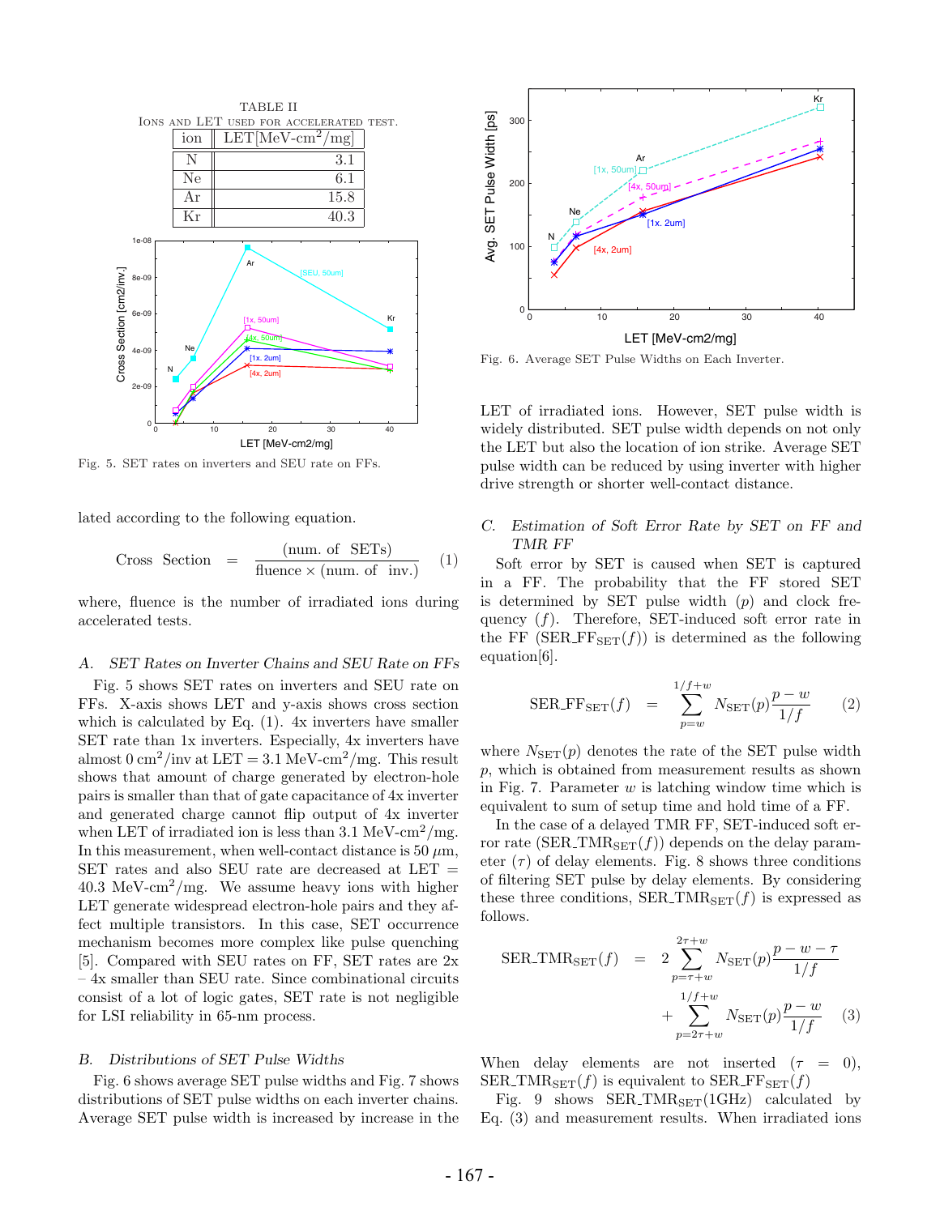TABLE II
IONS AND LET USED FOR ACCELERATED TEST.

| ion | LET[MeV-cm$^2$/mg] |
|---|---|
| N | 3.1 |
| Ne | 6.1 |
| Ar | 15.8 |
| Kr | 40.3 |

Fig. 5. SET rates on inverters and SEU rate on FFs.

lated according to the following equation.

$$\text{Cross Section} = \frac{(\text{num. of SETs})}{\text{fluence} \times (\text{num. of inv.})} \quad (1)$$

where, fluence is the number of irradiated ions during accelerated tests.

### A. SET Rates on Inverter Chains and SEU Rate on FFs

Fig. 5 shows SET rates on inverters and SEU rate on FFs. X-axis shows LET and y-axis shows cross section which is calculated by Eq. (1). 4x inverters have smaller SET rate than 1x inverters. Especially, 4x inverters have almost 0 cm$^2$/inv at LET = 3.1 MeV-cm$^2$/mg. This result shows that amount of charge generated by electron-hole pairs is smaller than that of gate capacitance of 4x inverter and generated charge cannot flip output of 4x inverter when LET of irradiated ion is less than 3.1 MeV-cm$^2$/mg. In this measurement, when well-contact distance is 50 $\mu$m, SET rates and also SEU rate are decreased at LET = 40.3 MeV-cm$^2$/mg. We assume heavy ions with higher LET generate widespread electron-hole pairs and they affect multiple transistors. In this case, SET occurrence mechanism becomes more complex like pulse quenching [5]. Compared with SEU rates on FF, SET rates are 2x – 4x smaller than SEU rate. Since combinational circuits consist of a lot of logic gates, SET rate is not negligible for LSI reliability in 65-nm process.

### B. Distributions of SET Pulse Widths

Fig. 6 shows average SET pulse widths and Fig. 7 shows distributions of SET pulse widths on each inverter chains. Average SET pulse width is increased by increase in the LET of irradiated ions. However, SET pulse width is widely distributed. SET pulse width depends on not only the LET but also the location of ion strike. Average SET pulse width can be reduced by using inverter with higher drive strength or shorter well-contact distance.

Fig. 6. Average SET Pulse Widths on Each Inverter.

### C. Estimation of Soft Error Rate by SET on FF and TMR FF

Soft error by SET is caused when SET is captured in a FF. The probability that the FF stored SET is determined by SET pulse width ($p$) and clock frequency ($f$). Therefore, SET-induced soft error rate in the FF ($\text{SER\_FF}_{\text{SET}}(f)$) is determined as the following equation[6].

$$\text{SER\_FF}_{\text{SET}}(f) = \sum_{p=w}^{1/f+w} N_{\text{SET}}(p)\frac{p-w}{1/f} \quad (2)$$

where $N_{\text{SET}}(p)$ denotes the rate of the SET pulse width $p$, which is obtained from measurement results as shown in Fig. 7. Parameter $w$ is latching window time which is equivalent to sum of setup time and hold time of a FF.

In the case of a delayed TMR FF, SET-induced soft error rate ($\text{SER\_TMR}_{\text{SET}}(f)$) depends on the delay parameter ($\tau$) of delay elements. Fig. 8 shows three conditions of filtering SET pulse by delay elements. By considering these three conditions, $\text{SER\_TMR}_{\text{SET}}(f)$ is expressed as follows.

$$\text{SER\_TMR}_{\text{SET}}(f) = 2\sum_{p=\tau+w}^{2\tau+w} N_{\text{SET}}(p)\frac{p-w-\tau}{1/f} + \sum_{p=2\tau+w}^{1/f+w} N_{\text{SET}}(p)\frac{p-w}{1/f} \quad (3)$$

When delay elements are not inserted ($\tau = 0$), $\text{SER\_TMR}_{\text{SET}}(f)$ is equivalent to $\text{SER\_FF}_{\text{SET}}(f)$

Fig. 9 shows $\text{SER\_TMR}_{\text{SET}}(1\text{GHz})$ calculated by Eq. (3) and measurement results. When irradiated ions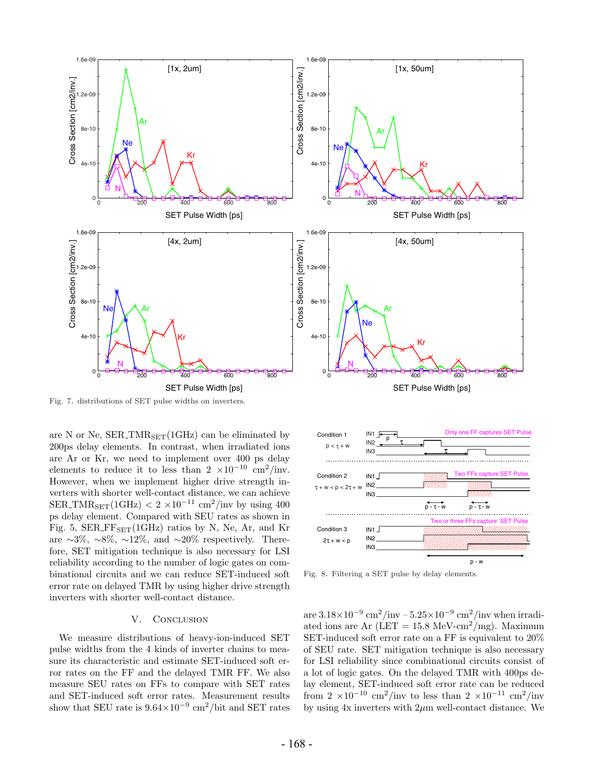Fig. 7. distributions of SET pulse widths on inverters.

are N or Ne, SER_TMR$_{SET}$(1GHz) can be eliminated by 200ps delay elements. In contrast, when irradiated ions are Ar or Kr, we need to implement over 400 ps delay elements to reduce it to less than 2 $\times 10^{-10}$ cm$^2$/inv. However, when we implement higher drive strength inverters with shorter well-contact distance, we can achieve SER_TMR$_{SET}$(1GHz) < 2 $\times 10^{-11}$ cm$^2$/inv by using 400 ps delay element. Compared with SEU rates as shown in Fig. 5, SER_FF$_{SET}$(1GHz) ratios by N, Ne, Ar, and Kr are ~3%, ~8%, ~12%, and ~20% respectively. Therefore, SET mitigation technique is also necessary for LSI reliability according to the number of logic gates on combinational circuits and we can reduce SET-induced soft error rate on delayed TMR by using higher drive strength inverters with shorter well-contact distance.

## V. Conclusion

We measure distributions of heavy-ion-induced SET pulse widths from the 4 kinds of inverter chains to measure its characteristic and estimate SET-induced soft error rates on the FF and the delayed TMR FF. We also measure SEU rates on FFs to compare with SET rates and SET-induced soft error rates. Measurement results show that SEU rate is $9.64\times10^{-9}$ cm$^2$/bit and SET rates are $3.18\times10^{-9}$ cm$^2$/inv – $5.25\times10^{-9}$ cm$^2$/inv when irradiated ions are Ar (LET = 15.8 MeV-cm$^2$/mg). Maximum SET-induced soft error rate on a FF is equivalent to 20% of SEU rate. SET mitigation technique is also necessary for LSI reliability since combinational circuits consist of a lot of logic gates. On the delayed TMR with 400ps delay element, SET-induced soft error rate can be reduced from 2 $\times 10^{-10}$ cm$^2$/inv to less than 2 $\times 10^{-11}$ cm$^2$/inv by using 4x inverters with 2$\mu$m well-contact distance. We

Fig. 8. Filtering a SET pulse by delay elements.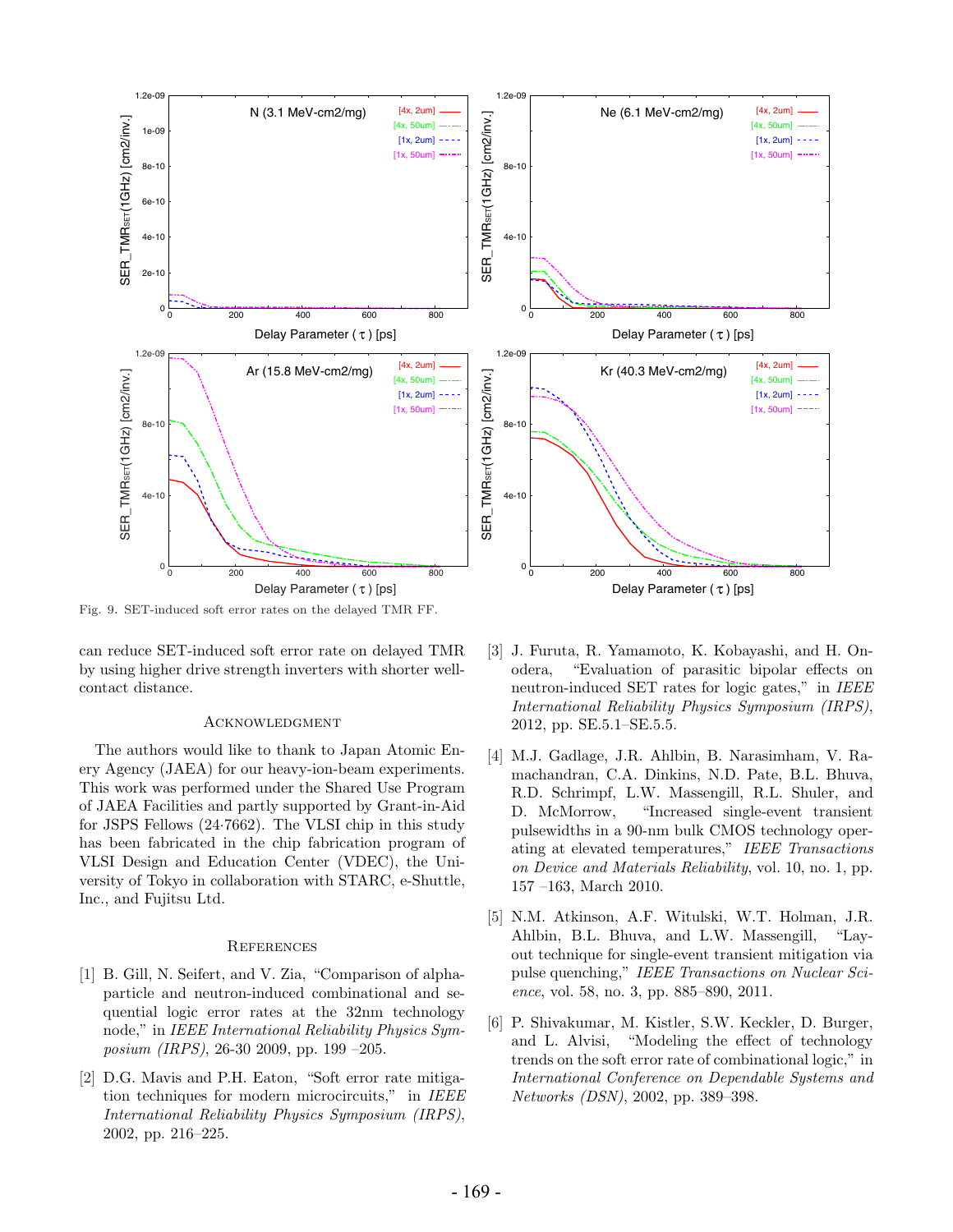N (3.1 MeV-cm2/mg)

Ne (6.1 MeV-cm2/mg)

Ar (15.8 MeV-cm2/mg)

Kr (40.3 MeV-cm2/mg)

[4x, 2um] [4x, 50um] [1x, 2um] [1x, 50um]

SER_TMRSET(1GHz) [cm2/inv.]

Delay Parameter ( τ ) [ps]

0 200 400 600 800

0 2e-10 4e-10 6e-10 8e-10 1e-09 1.2e-09

0 4e-10 8e-10 1.2e-09

Fig. 9. SET-induced soft error rates on the delayed TMR FF.

can reduce SET-induced soft error rate on delayed TMR by using higher drive strength inverters with shorter well-contact distance.

## Acknowledgment

The authors would like to thank to Japan Atomic Enery Agency (JAEA) for our heavy-ion-beam experiments. This work was performed under the Shared Use Program of JAEA Facilities and partly supported by Grant-in-Aid for JSPS Fellows (24·7662). The VLSI chip in this study has been fabricated in the chip fabrication program of VLSI Design and Education Center (VDEC), the University of Tokyo in collaboration with STARC, e-Shuttle, Inc., and Fujitsu Ltd.

## References

[1] B. Gill, N. Seifert, and V. Zia, "Comparison of alpha-particle and neutron-induced combinational and sequential logic error rates at the 32nm technology node," in *IEEE International Reliability Physics Symposium (IRPS)*, 26-30 2009, pp. 199 –205.

[2] D.G. Mavis and P.H. Eaton, "Soft error rate mitigation techniques for modern microcircuits," in *IEEE International Reliability Physics Symposium (IRPS)*, 2002, pp. 216–225.

[3] J. Furuta, R. Yamamoto, K. Kobayashi, and H. Onodera, "Evaluation of parasitic bipolar effects on neutron-induced SET rates for logic gates," in *IEEE International Reliability Physics Symposium (IRPS)*, 2012, pp. SE.5.1–SE.5.5.

[4] M.J. Gadlage, J.R. Ahlbin, B. Narasimham, V. Ramachandran, C.A. Dinkins, N.D. Pate, B.L. Bhuva, R.D. Schrimpf, L.W. Massengill, R.L. Shuler, and D. McMorrow, "Increased single-event transient pulsewidths in a 90-nm bulk CMOS technology operating at elevated temperatures," *IEEE Transactions on Device and Materials Reliability*, vol. 10, no. 1, pp. 157 –163, March 2010.

[5] N.M. Atkinson, A.F. Witulski, W.T. Holman, J.R. Ahlbin, B.L. Bhuva, and L.W. Massengill, "Layout technique for single-event transient mitigation via pulse quenching," *IEEE Transactions on Nuclear Science*, vol. 58, no. 3, pp. 885–890, 2011.

[6] P. Shivakumar, M. Kistler, S.W. Keckler, D. Burger, and L. Alvisi, "Modeling the effect of technology trends on the soft error rate of combinational logic," in *International Conference on Dependable Systems and Networks (DSN)*, 2002, pp. 389–398.